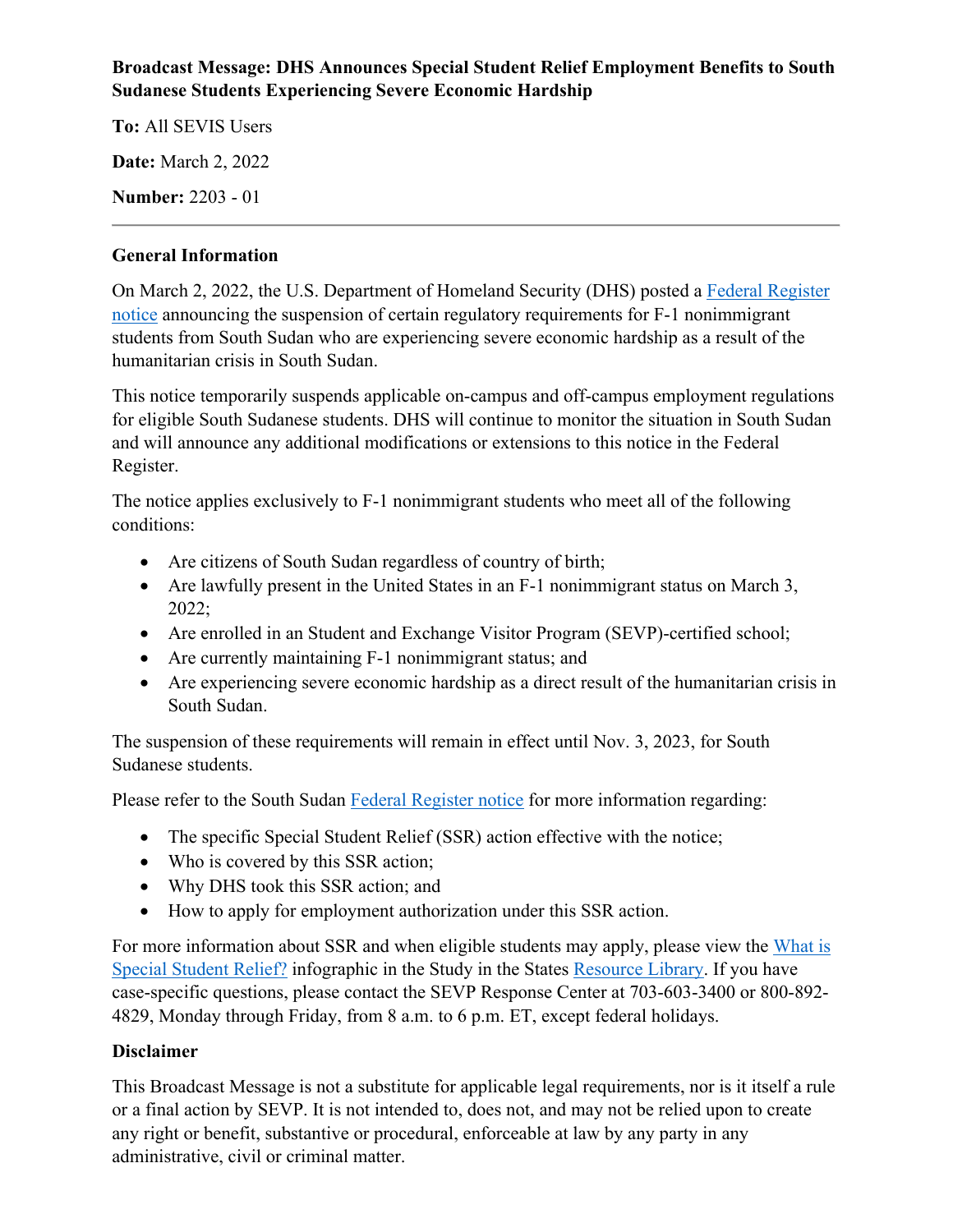**Broadcast Message: DHS Announces Special Student Relief Employment Benefits to South Sudanese Students Experiencing Severe Economic Hardship**

**To:** All SEVIS Users

**Date:** March 2, 2022

**Number:** 2203 - 01

---

**General Information**

On March 2, 2022, the U.S. Department of Homeland Security (DHS) posted a Federal Register notice announcing the suspension of certain regulatory requirements for F-1 nonimmigrant students from South Sudan who are experiencing severe economic hardship as a result of the humanitarian crisis in South Sudan.

This notice temporarily suspends applicable on-campus and off-campus employment regulations for eligible South Sudanese students. DHS will continue to monitor the situation in South Sudan and will announce any additional modifications or extensions to this notice in the Federal Register.

The notice applies exclusively to F-1 nonimmigrant students who meet all of the following conditions:

- Are citizens of South Sudan regardless of country of birth;
- Are lawfully present in the United States in an F-1 nonimmigrant status on March 3, 2022;
- Are enrolled in an Student and Exchange Visitor Program (SEVP)-certified school;
- Are currently maintaining F-1 nonimmigrant status; and
- Are experiencing severe economic hardship as a direct result of the humanitarian crisis in South Sudan.

The suspension of these requirements will remain in effect until Nov. 3, 2023, for South Sudanese students.

Please refer to the South Sudan Federal Register notice for more information regarding:

- The specific Special Student Relief (SSR) action effective with the notice;
- Who is covered by this SSR action;
- Why DHS took this SSR action; and
- How to apply for employment authorization under this SSR action.

For more information about SSR and when eligible students may apply, please view the What is Special Student Relief? infographic in the Study in the States Resource Library. If you have case-specific questions, please contact the SEVP Response Center at 703-603-3400 or 800-892-4829, Monday through Friday, from 8 a.m. to 6 p.m. ET, except federal holidays.

**Disclaimer**

This Broadcast Message is not a substitute for applicable legal requirements, nor is it itself a rule or a final action by SEVP. It is not intended to, does not, and may not be relied upon to create any right or benefit, substantive or procedural, enforceable at law by any party in any administrative, civil or criminal matter.